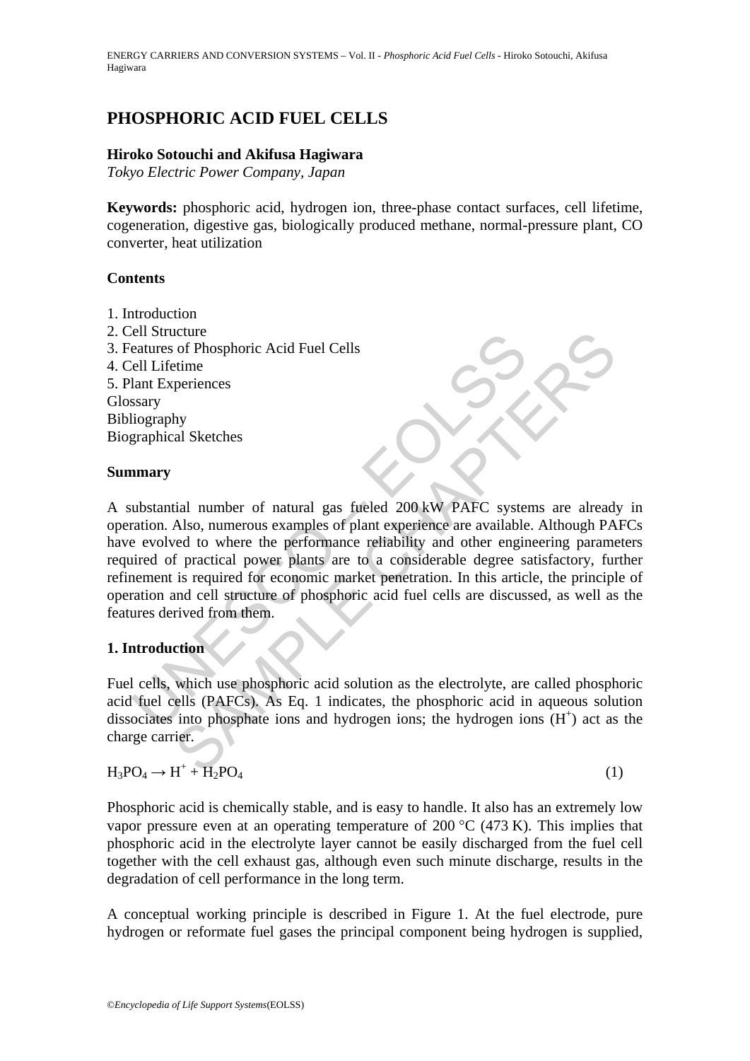# PHOSPHORIC ACID FUEL CELLS

**Hiroko Sotouchi and Akifusa Hagiwara**

*Tokyo Electric Power Company, Japan*

**Keywords:** phosphoric acid, hydrogen ion, three-phase contact surfaces, cell lifetime, cogeneration, digestive gas, biologically produced methane, normal-pressure plant, CO converter, heat utilization

**Contents**

1. Introduction
2. Cell Structure
3. Features of Phosphoric Acid Fuel Cells
4. Cell Lifetime
5. Plant Experiences

Glossary
Bibliography
Biographical Sketches

**Summary**

A substantial number of natural gas fueled 200 kW PAFC systems are already in operation. Also, numerous examples of plant experience are available. Although PAFCs have evolved to where the performance reliability and other engineering parameters required of practical power plants are to a considerable degree satisfactory, further refinement is required for economic market penetration. In this article, the principle of operation and cell structure of phosphoric acid fuel cells are discussed, as well as the features derived from them.

## 1. Introduction

Fuel cells, which use phosphoric acid solution as the electrolyte, are called phosphoric acid fuel cells (PAFCs). As Eq. 1 indicates, the phosphoric acid in aqueous solution dissociates into phosphate ions and hydrogen ions; the hydrogen ions ($H^+$) act as the charge carrier.

$$H_3PO_4 \rightarrow H^+ + H_2PO_4 \qquad (1)$$

Phosphoric acid is chemically stable, and is easy to handle. It also has an extremely low vapor pressure even at an operating temperature of 200 °C (473 K). This implies that phosphoric acid in the electrolyte layer cannot be easily discharged from the fuel cell together with the cell exhaust gas, although even such minute discharge, results in the degradation of cell performance in the long term.

A conceptual working principle is described in Figure 1. At the fuel electrode, pure hydrogen or reformate fuel gases the principal component being hydrogen is supplied,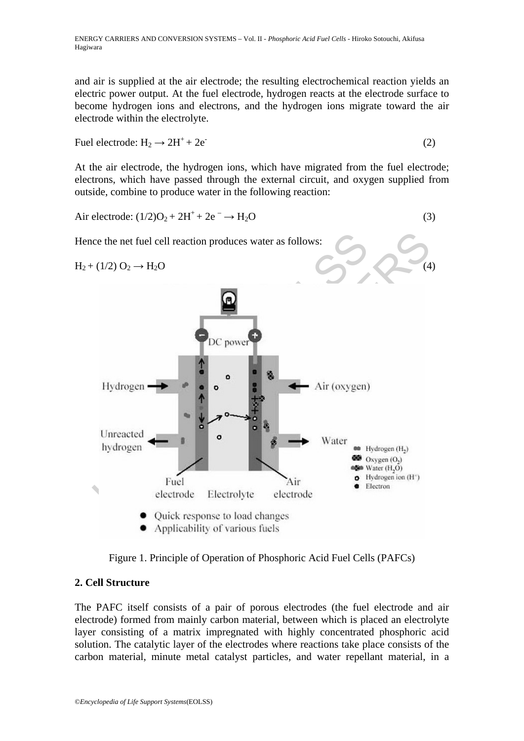and air is supplied at the air electrode; the resulting electrochemical reaction yields an electric power output. At the fuel electrode, hydrogen reacts at the electrode surface to become hydrogen ions and electrons, and the hydrogen ions migrate toward the air electrode within the electrolyte.

$$\text{Fuel electrode: } H_2 \rightarrow 2H^+ + 2e^- \quad (2)$$

At the air electrode, the hydrogen ions, which have migrated from the fuel electrode; electrons, which have passed through the external circuit, and oxygen supplied from outside, combine to produce water in the following reaction:

$$\text{Air electrode: } (1/2)O_2 + 2H^+ + 2e^- \rightarrow H_2O \quad (3)$$

Hence the net fuel cell reaction produces water as follows:

$$H_2 + (1/2)\,O_2 \rightarrow H_2O \quad (4)$$

Figure 1. Principle of Operation of Phosphoric Acid Fuel Cells (PAFCs)

## 2. Cell Structure

The PAFC itself consists of a pair of porous electrodes (the fuel electrode and air electrode) formed from mainly carbon material, between which is placed an electrolyte layer consisting of a matrix impregnated with highly concentrated phosphoric acid solution. The catalytic layer of the electrodes where reactions take place consists of the carbon material, minute metal catalyst particles, and water repellant material, in a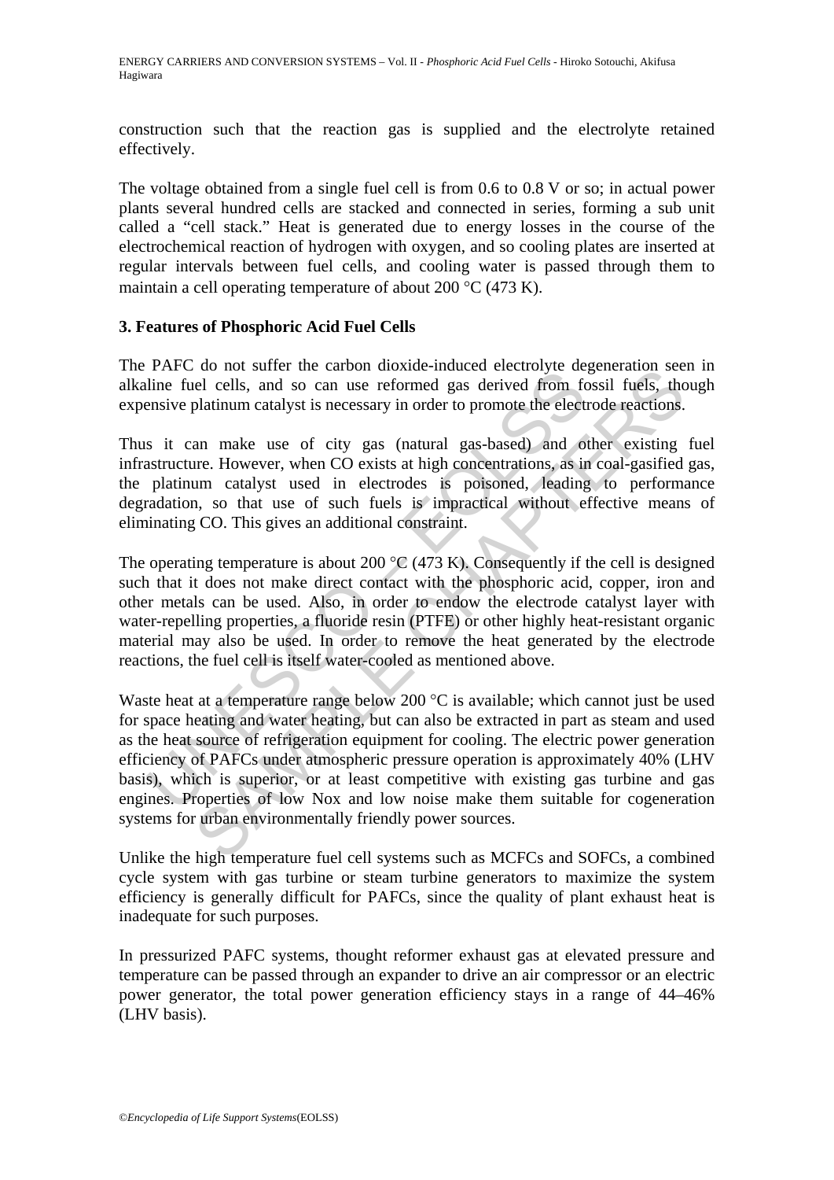construction such that the reaction gas is supplied and the electrolyte retained effectively.

The voltage obtained from a single fuel cell is from 0.6 to 0.8 V or so; in actual power plants several hundred cells are stacked and connected in series, forming a sub unit called a "cell stack." Heat is generated due to energy losses in the course of the electrochemical reaction of hydrogen with oxygen, and so cooling plates are inserted at regular intervals between fuel cells, and cooling water is passed through them to maintain a cell operating temperature of about 200 °C (473 K).

### 3. Features of Phosphoric Acid Fuel Cells

The PAFC do not suffer the carbon dioxide-induced electrolyte degeneration seen in alkaline fuel cells, and so can use reformed gas derived from fossil fuels, though expensive platinum catalyst is necessary in order to promote the electrode reactions.

Thus it can make use of city gas (natural gas-based) and other existing fuel infrastructure. However, when CO exists at high concentrations, as in coal-gasified gas, the platinum catalyst used in electrodes is poisoned, leading to performance degradation, so that use of such fuels is impractical without effective means of eliminating CO. This gives an additional constraint.

The operating temperature is about 200 °C (473 K). Consequently if the cell is designed such that it does not make direct contact with the phosphoric acid, copper, iron and other metals can be used. Also, in order to endow the electrode catalyst layer with water-repelling properties, a fluoride resin (PTFE) or other highly heat-resistant organic material may also be used. In order to remove the heat generated by the electrode reactions, the fuel cell is itself water-cooled as mentioned above.

Waste heat at a temperature range below 200 °C is available; which cannot just be used for space heating and water heating, but can also be extracted in part as steam and used as the heat source of refrigeration equipment for cooling. The electric power generation efficiency of PAFCs under atmospheric pressure operation is approximately 40% (LHV basis), which is superior, or at least competitive with existing gas turbine and gas engines. Properties of low Nox and low noise make them suitable for cogeneration systems for urban environmentally friendly power sources.

Unlike the high temperature fuel cell systems such as MCFCs and SOFCs, a combined cycle system with gas turbine or steam turbine generators to maximize the system efficiency is generally difficult for PAFCs, since the quality of plant exhaust heat is inadequate for such purposes.

In pressurized PAFC systems, thought reformer exhaust gas at elevated pressure and temperature can be passed through an expander to drive an air compressor or an electric power generator, the total power generation efficiency stays in a range of 44–46% (LHV basis).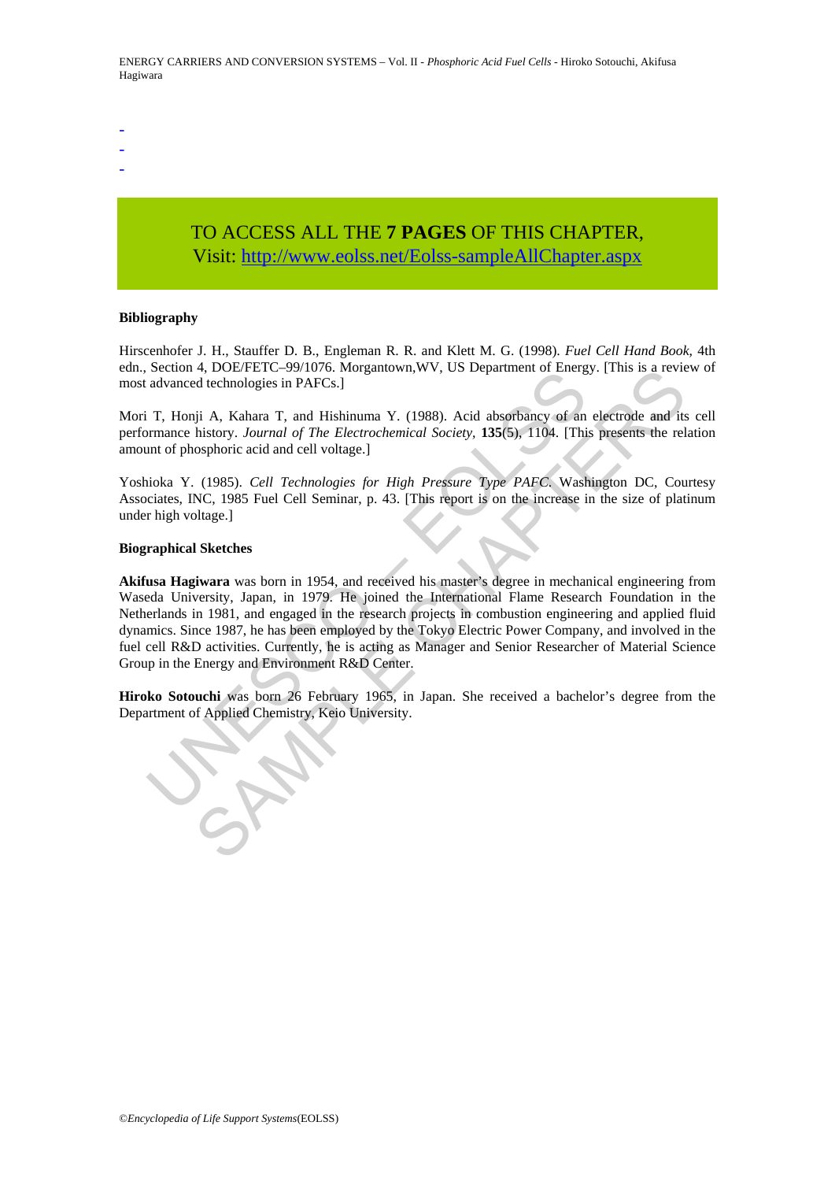-
-
-

TO ACCESS ALL THE **7 PAGES** OF THIS CHAPTER,
Visit: http://www.eolss.net/Eolss-sampleAllChapter.aspx

**Bibliography**

Hirscenhofer J. H., Stauffer D. B., Engleman R. R. and Klett M. G. (1998). *Fuel Cell Hand Book*, 4th edn., Section 4, DOE/FETC–99/1076. Morgantown,WV, US Department of Energy. [This is a review of most advanced technologies in PAFCs.]

Mori T, Honji A, Kahara T, and Hishinuma Y. (1988). Acid absorbancy of an electrode and its cell performance history. *Journal of The Electrochemical Society*, **135**(5), 1104. [This presents the relation amount of phosphoric acid and cell voltage.]

Yoshioka Y. (1985). *Cell Technologies for High Pressure Type PAFC.* Washington DC, Courtesy Associates, INC, 1985 Fuel Cell Seminar, p. 43. [This report is on the increase in the size of platinum under high voltage.]

**Biographical Sketches**

**Akifusa Hagiwara** was born in 1954, and received his master's degree in mechanical engineering from Waseda University, Japan, in 1979. He joined the International Flame Research Foundation in the Netherlands in 1981, and engaged in the research projects in combustion engineering and applied fluid dynamics. Since 1987, he has been employed by the Tokyo Electric Power Company, and involved in the fuel cell R&D activities. Currently, he is acting as Manager and Senior Researcher of Material Science Group in the Energy and Environment R&D Center.

**Hiroko Sotouchi** was born 26 February 1965, in Japan. She received a bachelor's degree from the Department of Applied Chemistry, Keio University.